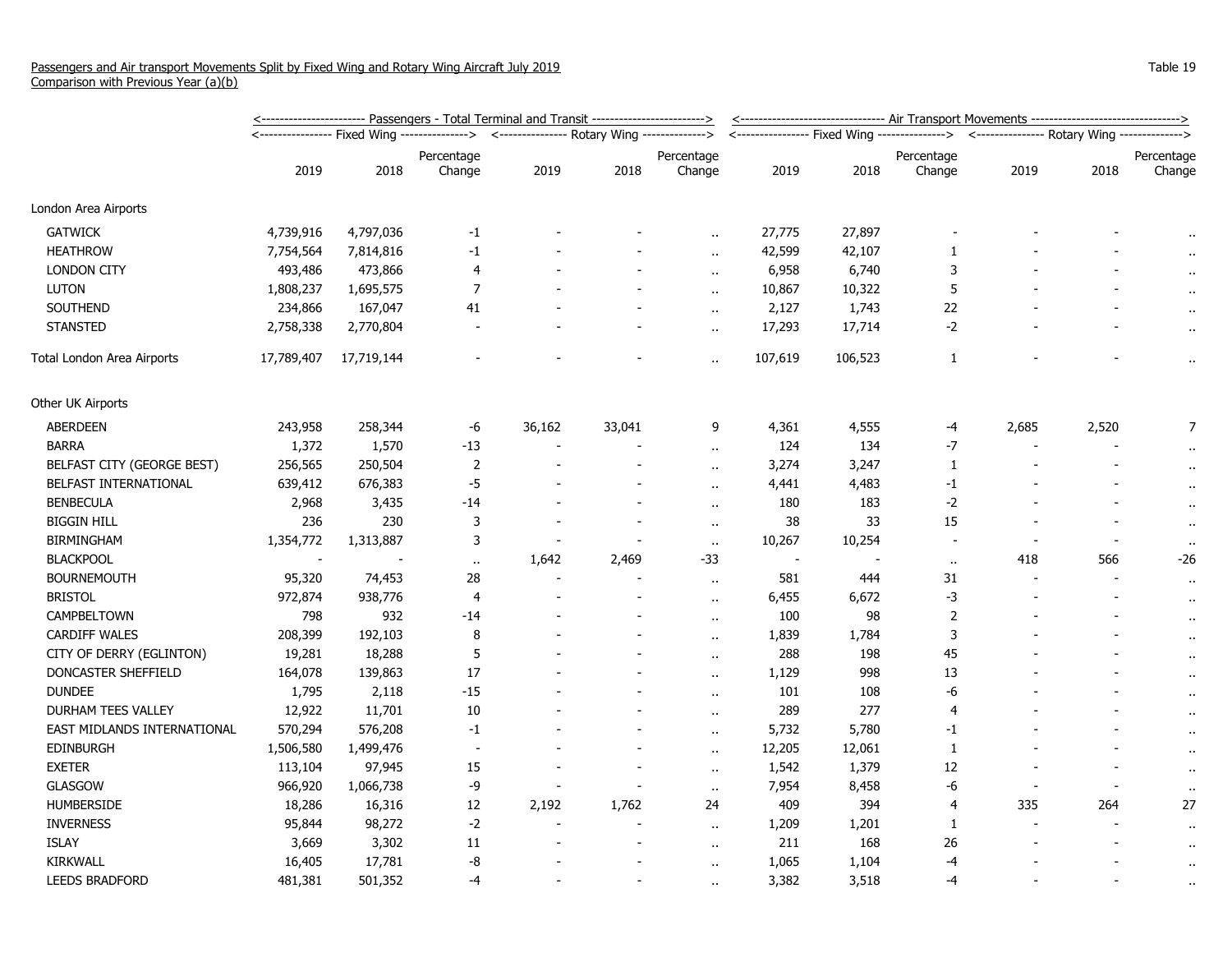Passengers and Air transport Movements Split by Fixed Wing and Rotary Wing Aircraft July 2019
Comparison with Previous Year (a)(b)

Table 19

| | Passengers - Total Terminal and Transit | | | | | | Air Transport Movements | | | | | |
|---|---|---|---|---|---|---|---|---|---|---|---|---|
| | Fixed Wing | | | Rotary Wing | | | Fixed Wing | | | Rotary Wing | | |
| | 2019 | 2018 | Percentage Change | 2019 | 2018 | Percentage Change | 2019 | 2018 | Percentage Change | 2019 | 2018 | Percentage Change |
| **London Area Airports** | | | | | | | | | | | | |
| GATWICK | 4,739,916 | 4,797,036 | -1 | - | - | .. | 27,775 | 27,897 | - | - | - | .. |
| HEATHROW | 7,754,564 | 7,814,816 | -1 | - | - | .. | 42,599 | 42,107 | 1 | - | - | .. |
| LONDON CITY | 493,486 | 473,866 | 4 | - | - | .. | 6,958 | 6,740 | 3 | - | - | .. |
| LUTON | 1,808,237 | 1,695,575 | 7 | - | - | .. | 10,867 | 10,322 | 5 | - | - | .. |
| SOUTHEND | 234,866 | 167,047 | 41 | - | - | .. | 2,127 | 1,743 | 22 | - | - | .. |
| STANSTED | 2,758,338 | 2,770,804 | - | - | - | .. | 17,293 | 17,714 | -2 | - | - | .. |
| Total London Area Airports | 17,789,407 | 17,719,144 | - | - | - | .. | 107,619 | 106,523 | 1 | - | - | .. |
| **Other UK Airports** | | | | | | | | | | | | |
| ABERDEEN | 243,958 | 258,344 | -6 | 36,162 | 33,041 | 9 | 4,361 | 4,555 | -4 | 2,685 | 2,520 | 7 |
| BARRA | 1,372 | 1,570 | -13 | - | - | .. | 124 | 134 | -7 | - | - | .. |
| BELFAST CITY (GEORGE BEST) | 256,565 | 250,504 | 2 | - | - | .. | 3,274 | 3,247 | 1 | - | - | .. |
| BELFAST INTERNATIONAL | 639,412 | 676,383 | -5 | - | - | .. | 4,441 | 4,483 | -1 | - | - | .. |
| BENBECULA | 2,968 | 3,435 | -14 | - | - | .. | 180 | 183 | -2 | - | - | .. |
| BIGGIN HILL | 236 | 230 | 3 | - | - | .. | 38 | 33 | 15 | - | - | .. |
| BIRMINGHAM | 1,354,772 | 1,313,887 | 3 | - | - | .. | 10,267 | 10,254 | - | - | - | .. |
| BLACKPOOL | - | - | .. | 1,642 | 2,469 | -33 | - | - | .. | 418 | 566 | -26 |
| BOURNEMOUTH | 95,320 | 74,453 | 28 | - | - | .. | 581 | 444 | 31 | - | - | .. |
| BRISTOL | 972,874 | 938,776 | 4 | - | - | .. | 6,455 | 6,672 | -3 | - | - | .. |
| CAMPBELTOWN | 798 | 932 | -14 | - | - | .. | 100 | 98 | 2 | - | - | .. |
| CARDIFF WALES | 208,399 | 192,103 | 8 | - | - | .. | 1,839 | 1,784 | 3 | - | - | .. |
| CITY OF DERRY (EGLINTON) | 19,281 | 18,288 | 5 | - | - | .. | 288 | 198 | 45 | - | - | .. |
| DONCASTER SHEFFIELD | 164,078 | 139,863 | 17 | - | - | .. | 1,129 | 998 | 13 | - | - | .. |
| DUNDEE | 1,795 | 2,118 | -15 | - | - | .. | 101 | 108 | -6 | - | - | .. |
| DURHAM TEES VALLEY | 12,922 | 11,701 | 10 | - | - | .. | 289 | 277 | 4 | - | - | .. |
| EAST MIDLANDS INTERNATIONAL | 570,294 | 576,208 | -1 | - | - | .. | 5,732 | 5,780 | -1 | - | - | .. |
| EDINBURGH | 1,506,580 | 1,499,476 | - | - | - | .. | 12,205 | 12,061 | 1 | - | - | .. |
| EXETER | 113,104 | 97,945 | 15 | - | - | .. | 1,542 | 1,379 | 12 | - | - | .. |
| GLASGOW | 966,920 | 1,066,738 | -9 | - | - | .. | 7,954 | 8,458 | -6 | - | - | .. |
| HUMBERSIDE | 18,286 | 16,316 | 12 | 2,192 | 1,762 | 24 | 409 | 394 | 4 | 335 | 264 | 27 |
| INVERNESS | 95,844 | 98,272 | -2 | - | - | .. | 1,209 | 1,201 | 1 | - | - | .. |
| ISLAY | 3,669 | 3,302 | 11 | - | - | .. | 211 | 168 | 26 | - | - | .. |
| KIRKWALL | 16,405 | 17,781 | -8 | - | - | .. | 1,065 | 1,104 | -4 | - | - | .. |
| LEEDS BRADFORD | 481,381 | 501,352 | -4 | - | - | .. | 3,382 | 3,518 | -4 | - | - | .. |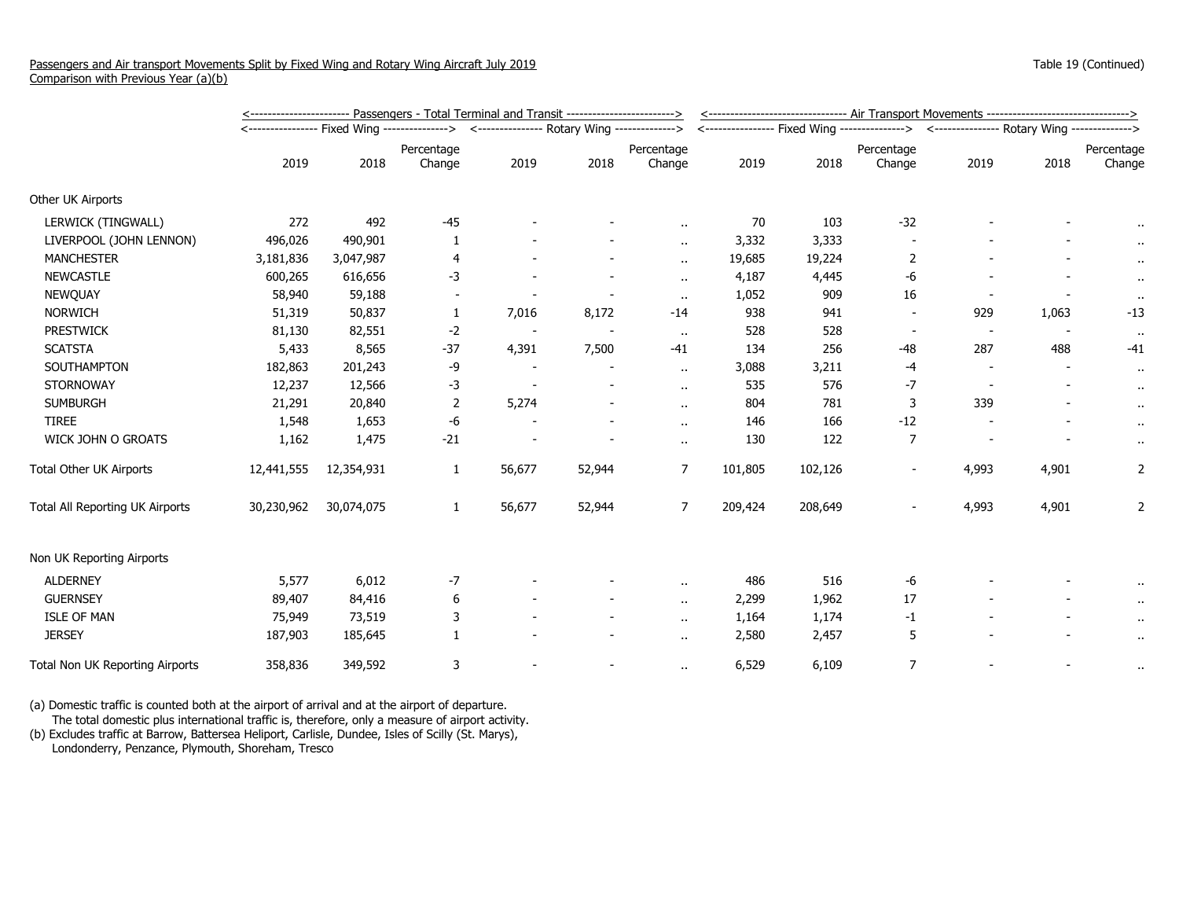Passengers and Air transport Movements Split by Fixed Wing and Rotary Wing Aircraft July 2019
Comparison with Previous Year (a)(b)

Table 19 (Continued)

| | Passengers - Total Terminal and Transit | | | | | | Air Transport Movements | | | | | |
|---|---|---|---|---|---|---|---|---|---|---|---|---|
| | Fixed Wing | | | Rotary Wing | | | Fixed Wing | | | Rotary Wing | | |
| | 2019 | 2018 | Percentage Change | 2019 | 2018 | Percentage Change | 2019 | 2018 | Percentage Change | 2019 | 2018 | Percentage Change |
| Other UK Airports | | | | | | | | | | | | |
| LERWICK (TINGWALL) | 272 | 492 | -45 | - | - | .. | 70 | 103 | -32 | - | - | .. |
| LIVERPOOL (JOHN LENNON) | 496,026 | 490,901 | 1 | - | - | .. | 3,332 | 3,333 | - | - | - | .. |
| MANCHESTER | 3,181,836 | 3,047,987 | 4 | - | - | .. | 19,685 | 19,224 | 2 | - | - | .. |
| NEWCASTLE | 600,265 | 616,656 | -3 | - | - | .. | 4,187 | 4,445 | -6 | - | - | .. |
| NEWQUAY | 58,940 | 59,188 | - | - | - | .. | 1,052 | 909 | 16 | - | - | .. |
| NORWICH | 51,319 | 50,837 | 1 | 7,016 | 8,172 | -14 | 938 | 941 | - | 929 | 1,063 | -13 |
| PRESTWICK | 81,130 | 82,551 | -2 | - | - | .. | 528 | 528 | - | - | - | .. |
| SCATSTA | 5,433 | 8,565 | -37 | 4,391 | 7,500 | -41 | 134 | 256 | -48 | 287 | 488 | -41 |
| SOUTHAMPTON | 182,863 | 201,243 | -9 | - | - | .. | 3,088 | 3,211 | -4 | - | - | .. |
| STORNOWAY | 12,237 | 12,566 | -3 | - | - | .. | 535 | 576 | -7 | - | - | .. |
| SUMBURGH | 21,291 | 20,840 | 2 | 5,274 | - | .. | 804 | 781 | 3 | 339 | - | .. |
| TIREE | 1,548 | 1,653 | -6 | - | - | .. | 146 | 166 | -12 | - | - | .. |
| WICK JOHN O GROATS | 1,162 | 1,475 | -21 | - | - | .. | 130 | 122 | 7 | - | - | .. |
| Total Other UK Airports | 12,441,555 | 12,354,931 | 1 | 56,677 | 52,944 | 7 | 101,805 | 102,126 | - | 4,993 | 4,901 | 2 |
| Total All Reporting UK Airports | 30,230,962 | 30,074,075 | 1 | 56,677 | 52,944 | 7 | 209,424 | 208,649 | - | 4,993 | 4,901 | 2 |
| Non UK Reporting Airports | | | | | | | | | | | | |
| ALDERNEY | 5,577 | 6,012 | -7 | - | - | .. | 486 | 516 | -6 | - | - | .. |
| GUERNSEY | 89,407 | 84,416 | 6 | - | - | .. | 2,299 | 1,962 | 17 | - | - | .. |
| ISLE OF MAN | 75,949 | 73,519 | 3 | - | - | .. | 1,164 | 1,174 | -1 | - | - | .. |
| JERSEY | 187,903 | 185,645 | 1 | - | - | .. | 2,580 | 2,457 | 5 | - | - | .. |
| Total Non UK Reporting Airports | 358,836 | 349,592 | 3 | - | - | .. | 6,529 | 6,109 | 7 | - | - | .. |

(a) Domestic traffic is counted both at the airport of arrival and at the airport of departure.
The total domestic plus international traffic is, therefore, only a measure of airport activity.
(b) Excludes traffic at Barrow, Battersea Heliport, Carlisle, Dundee, Isles of Scilly (St. Marys), Londonderry, Penzance, Plymouth, Shoreham, Tresco